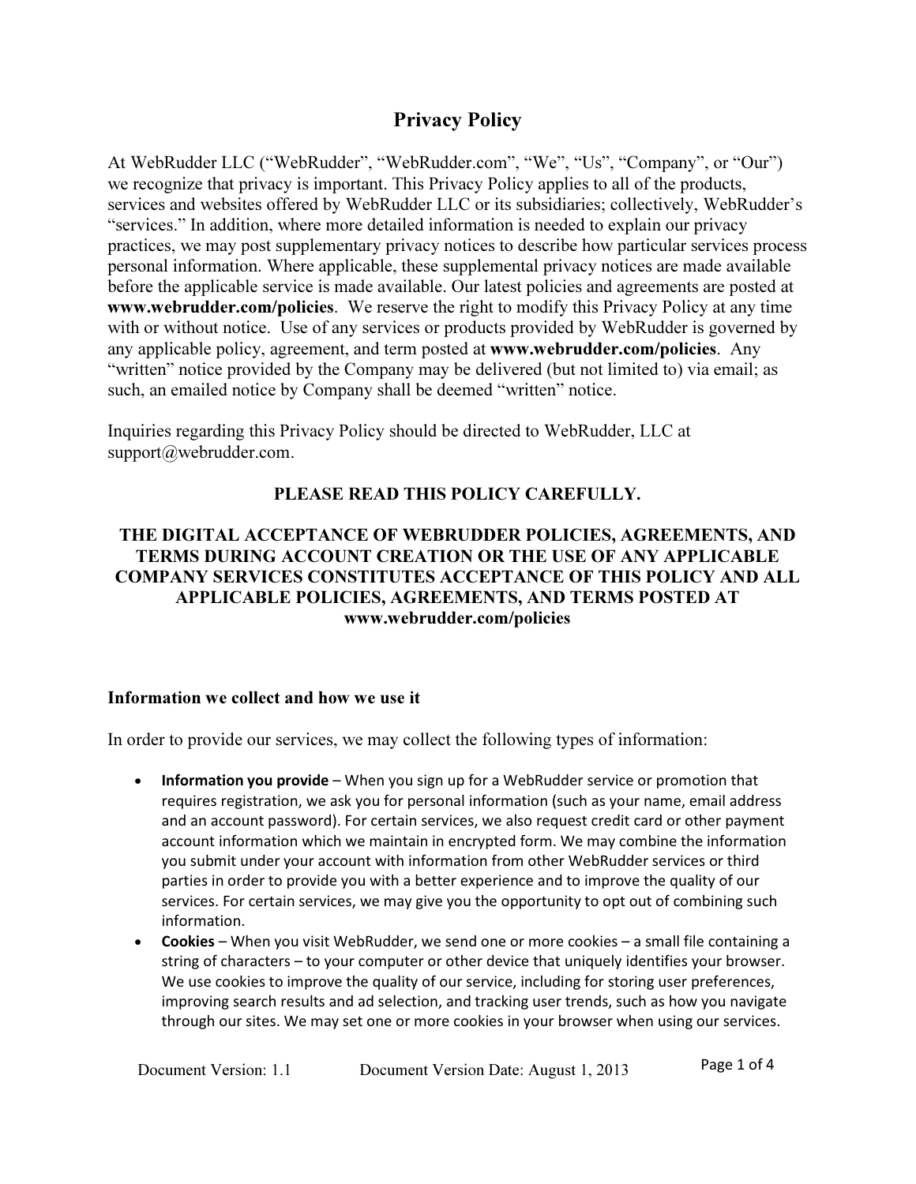# Privacy Policy

At WebRudder LLC ("WebRudder", "WebRudder.com", "We", "Us", "Company", or "Our") we recognize that privacy is important. This Privacy Policy applies to all of the products, services and websites offered by WebRudder LLC or its subsidiaries; collectively, WebRudder's "services." In addition, where more detailed information is needed to explain our privacy practices, we may post supplementary privacy notices to describe how particular services process personal information. Where applicable, these supplemental privacy notices are made available before the applicable service is made available. Our latest policies and agreements are posted at **www.webrudder.com/policies**. We reserve the right to modify this Privacy Policy at any time with or without notice. Use of any services or products provided by WebRudder is governed by any applicable policy, agreement, and term posted at **www.webrudder.com/policies**. Any "written" notice provided by the Company may be delivered (but not limited to) via email; as such, an emailed notice by Company shall be deemed "written" notice.

Inquiries regarding this Privacy Policy should be directed to WebRudder, LLC at support@webrudder.com.

**PLEASE READ THIS POLICY CAREFULLY.**

**THE DIGITAL ACCEPTANCE OF WEBRUDDER POLICIES, AGREEMENTS, AND TERMS DURING ACCOUNT CREATION OR THE USE OF ANY APPLICABLE COMPANY SERVICES CONSTITUTES ACCEPTANCE OF THIS POLICY AND ALL APPLICABLE POLICIES, AGREEMENTS, AND TERMS POSTED AT www.webrudder.com/policies**

### Information we collect and how we use it

In order to provide our services, we may collect the following types of information:

- **Information you provide** – When you sign up for a WebRudder service or promotion that requires registration, we ask you for personal information (such as your name, email address and an account password). For certain services, we also request credit card or other payment account information which we maintain in encrypted form. We may combine the information you submit under your account with information from other WebRudder services or third parties in order to provide you with a better experience and to improve the quality of our services. For certain services, we may give you the opportunity to opt out of combining such information.
- **Cookies** – When you visit WebRudder, we send one or more cookies – a small file containing a string of characters – to your computer or other device that uniquely identifies your browser. We use cookies to improve the quality of our service, including for storing user preferences, improving search results and ad selection, and tracking user trends, such as how you navigate through our sites. We may set one or more cookies in your browser when using our services.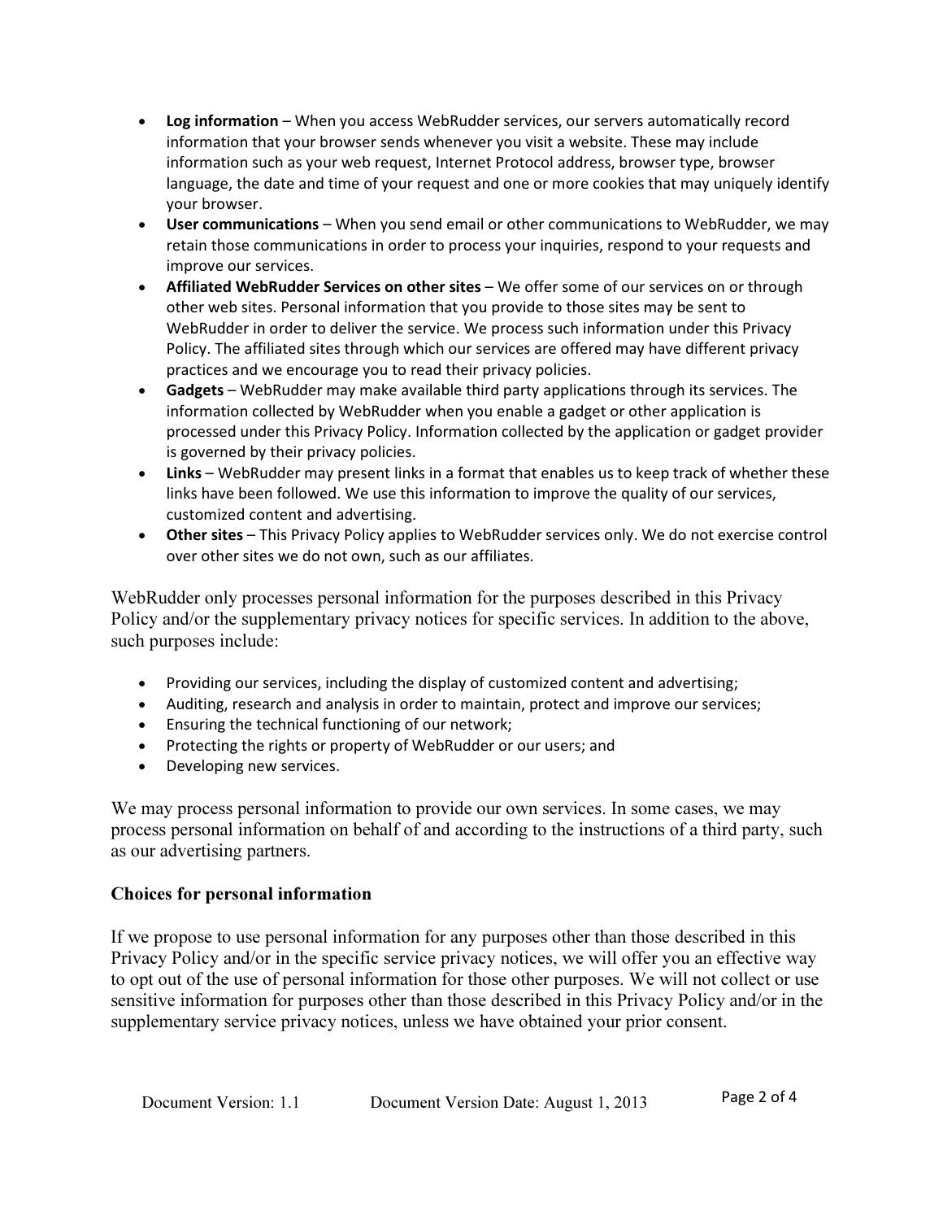- **Log information** – When you access WebRudder services, our servers automatically record information that your browser sends whenever you visit a website. These may include information such as your web request, Internet Protocol address, browser type, browser language, the date and time of your request and one or more cookies that may uniquely identify your browser.
- **User communications** – When you send email or other communications to WebRudder, we may retain those communications in order to process your inquiries, respond to your requests and improve our services.
- **Affiliated WebRudder Services on other sites** – We offer some of our services on or through other web sites. Personal information that you provide to those sites may be sent to WebRudder in order to deliver the service. We process such information under this Privacy Policy. The affiliated sites through which our services are offered may have different privacy practices and we encourage you to read their privacy policies.
- **Gadgets** – WebRudder may make available third party applications through its services. The information collected by WebRudder when you enable a gadget or other application is processed under this Privacy Policy. Information collected by the application or gadget provider is governed by their privacy policies.
- **Links** – WebRudder may present links in a format that enables us to keep track of whether these links have been followed. We use this information to improve the quality of our services, customized content and advertising.
- **Other sites** – This Privacy Policy applies to WebRudder services only. We do not exercise control over other sites we do not own, such as our affiliates.

WebRudder only processes personal information for the purposes described in this Privacy Policy and/or the supplementary privacy notices for specific services. In addition to the above, such purposes include:

- Providing our services, including the display of customized content and advertising;
- Auditing, research and analysis in order to maintain, protect and improve our services;
- Ensuring the technical functioning of our network;
- Protecting the rights or property of WebRudder or our users; and
- Developing new services.

We may process personal information to provide our own services. In some cases, we may process personal information on behalf of and according to the instructions of a third party, such as our advertising partners.

### Choices for personal information

If we propose to use personal information for any purposes other than those described in this Privacy Policy and/or in the specific service privacy notices, we will offer you an effective way to opt out of the use of personal information for those other purposes. We will not collect or use sensitive information for purposes other than those described in this Privacy Policy and/or in the supplementary service privacy notices, unless we have obtained your prior consent.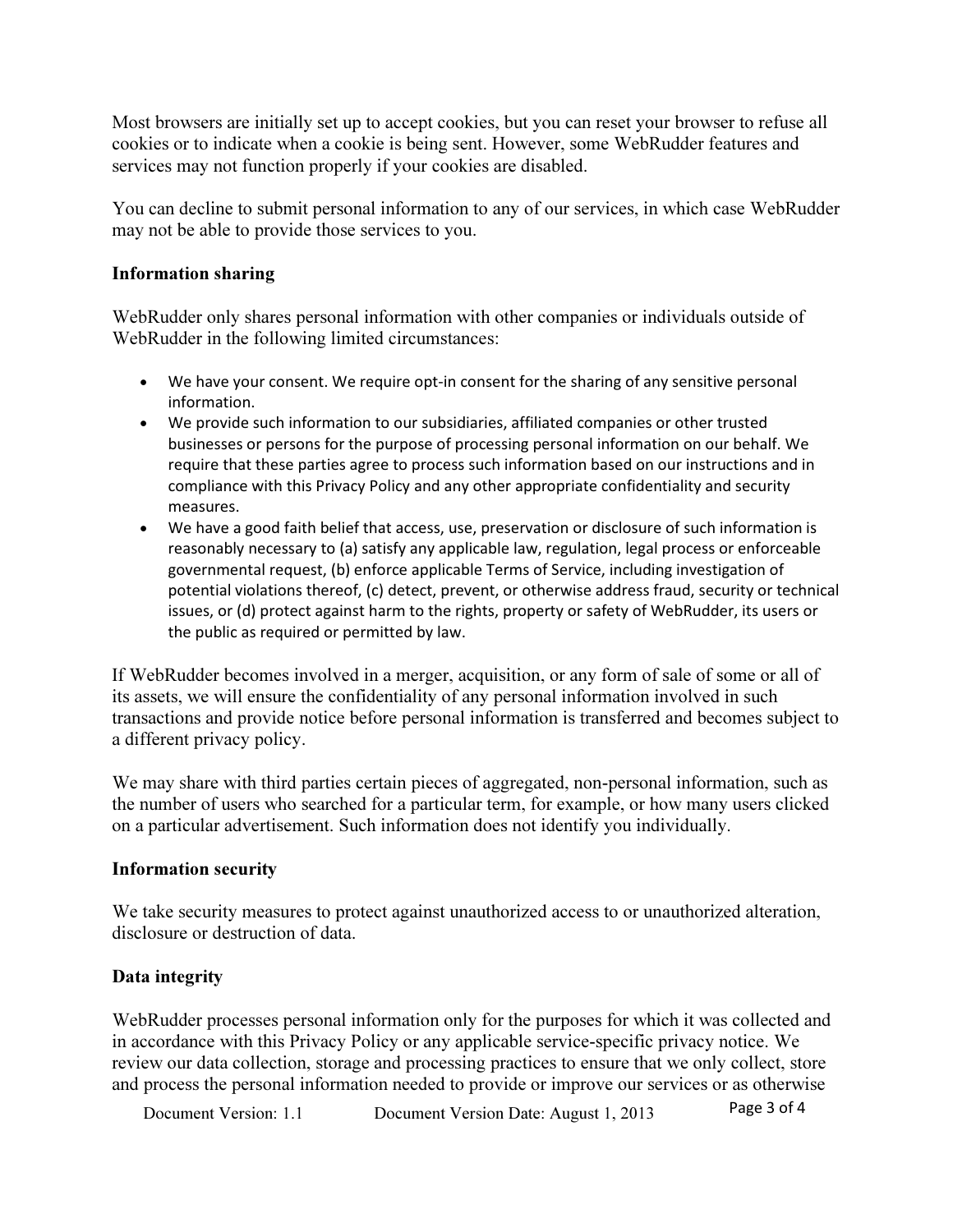Most browsers are initially set up to accept cookies, but you can reset your browser to refuse all cookies or to indicate when a cookie is being sent. However, some WebRudder features and services may not function properly if your cookies are disabled.

You can decline to submit personal information to any of our services, in which case WebRudder may not be able to provide those services to you.

**Information sharing**

WebRudder only shares personal information with other companies or individuals outside of WebRudder in the following limited circumstances:

- We have your consent. We require opt-in consent for the sharing of any sensitive personal information.
- We provide such information to our subsidiaries, affiliated companies or other trusted businesses or persons for the purpose of processing personal information on our behalf. We require that these parties agree to process such information based on our instructions and in compliance with this Privacy Policy and any other appropriate confidentiality and security measures.
- We have a good faith belief that access, use, preservation or disclosure of such information is reasonably necessary to (a) satisfy any applicable law, regulation, legal process or enforceable governmental request, (b) enforce applicable Terms of Service, including investigation of potential violations thereof, (c) detect, prevent, or otherwise address fraud, security or technical issues, or (d) protect against harm to the rights, property or safety of WebRudder, its users or the public as required or permitted by law.

If WebRudder becomes involved in a merger, acquisition, or any form of sale of some or all of its assets, we will ensure the confidentiality of any personal information involved in such transactions and provide notice before personal information is transferred and becomes subject to a different privacy policy.

We may share with third parties certain pieces of aggregated, non-personal information, such as the number of users who searched for a particular term, for example, or how many users clicked on a particular advertisement. Such information does not identify you individually.

**Information security**

We take security measures to protect against unauthorized access to or unauthorized alteration, disclosure or destruction of data.

**Data integrity**

WebRudder processes personal information only for the purposes for which it was collected and in accordance with this Privacy Policy or any applicable service-specific privacy notice. We review our data collection, storage and processing practices to ensure that we only collect, store and process the personal information needed to provide or improve our services or as otherwise

Document Version: 1.1 Document Version Date: August 1, 2013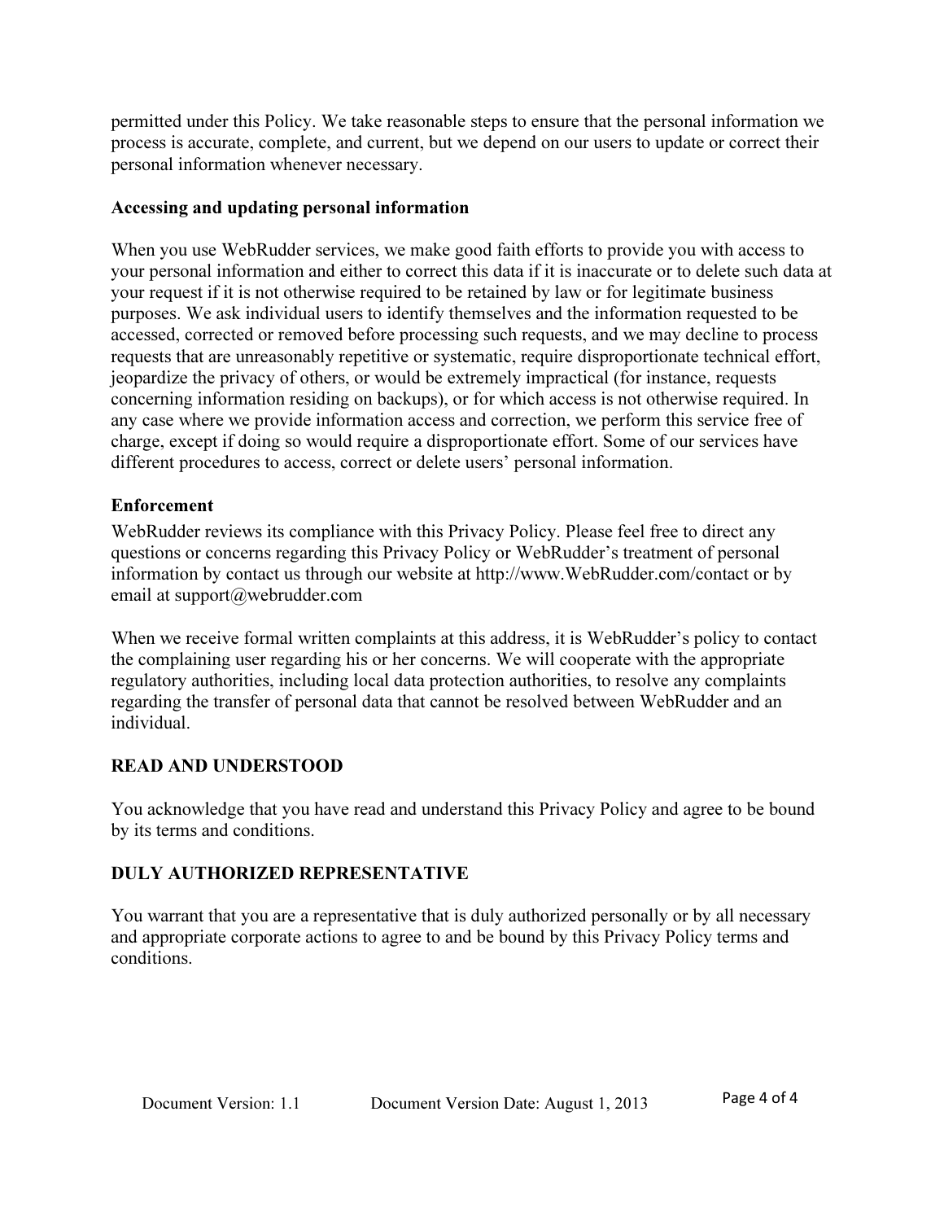permitted under this Policy. We take reasonable steps to ensure that the personal information we process is accurate, complete, and current, but we depend on our users to update or correct their personal information whenever necessary.

### Accessing and updating personal information

When you use WebRudder services, we make good faith efforts to provide you with access to your personal information and either to correct this data if it is inaccurate or to delete such data at your request if it is not otherwise required to be retained by law or for legitimate business purposes. We ask individual users to identify themselves and the information requested to be accessed, corrected or removed before processing such requests, and we may decline to process requests that are unreasonably repetitive or systematic, require disproportionate technical effort, jeopardize the privacy of others, or would be extremely impractical (for instance, requests concerning information residing on backups), or for which access is not otherwise required. In any case where we provide information access and correction, we perform this service free of charge, except if doing so would require a disproportionate effort. Some of our services have different procedures to access, correct or delete users' personal information.

### Enforcement

WebRudder reviews its compliance with this Privacy Policy. Please feel free to direct any questions or concerns regarding this Privacy Policy or WebRudder's treatment of personal information by contact us through our website at http://www.WebRudder.com/contact or by email at support@webrudder.com

When we receive formal written complaints at this address, it is WebRudder's policy to contact the complaining user regarding his or her concerns. We will cooperate with the appropriate regulatory authorities, including local data protection authorities, to resolve any complaints regarding the transfer of personal data that cannot be resolved between WebRudder and an individual.

## READ AND UNDERSTOOD

You acknowledge that you have read and understand this Privacy Policy and agree to be bound by its terms and conditions.

## DULY AUTHORIZED REPRESENTATIVE

You warrant that you are a representative that is duly authorized personally or by all necessary and appropriate corporate actions to agree to and be bound by this Privacy Policy terms and conditions.

Document Version: 1.1 Document Version Date: August 1, 2013